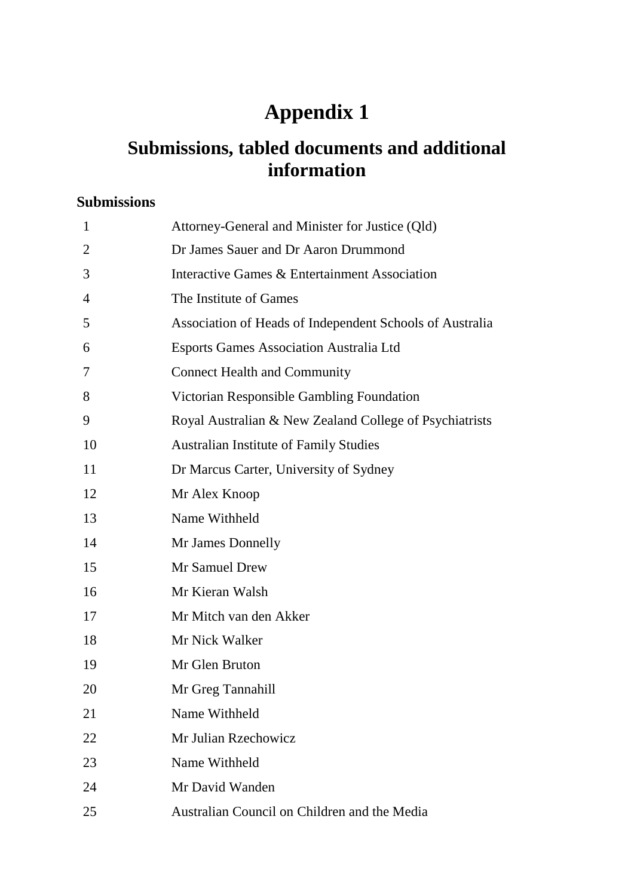# Appendix 1

## Submissions, tabled documents and additional information

### Submissions

| | |
|---|---|
| 1 | Attorney-General and Minister for Justice (Qld) |
| 2 | Dr James Sauer and Dr Aaron Drummond |
| 3 | Interactive Games & Entertainment Association |
| 4 | The Institute of Games |
| 5 | Association of Heads of Independent Schools of Australia |
| 6 | Esports Games Association Australia Ltd |
| 7 | Connect Health and Community |
| 8 | Victorian Responsible Gambling Foundation |
| 9 | Royal Australian & New Zealand College of Psychiatrists |
| 10 | Australian Institute of Family Studies |
| 11 | Dr Marcus Carter, University of Sydney |
| 12 | Mr Alex Knoop |
| 13 | Name Withheld |
| 14 | Mr James Donnelly |
| 15 | Mr Samuel Drew |
| 16 | Mr Kieran Walsh |
| 17 | Mr Mitch van den Akker |
| 18 | Mr Nick Walker |
| 19 | Mr Glen Bruton |
| 20 | Mr Greg Tannahill |
| 21 | Name Withheld |
| 22 | Mr Julian Rzechowicz |
| 23 | Name Withheld |
| 24 | Mr David Wanden |
| 25 | Australian Council on Children and the Media |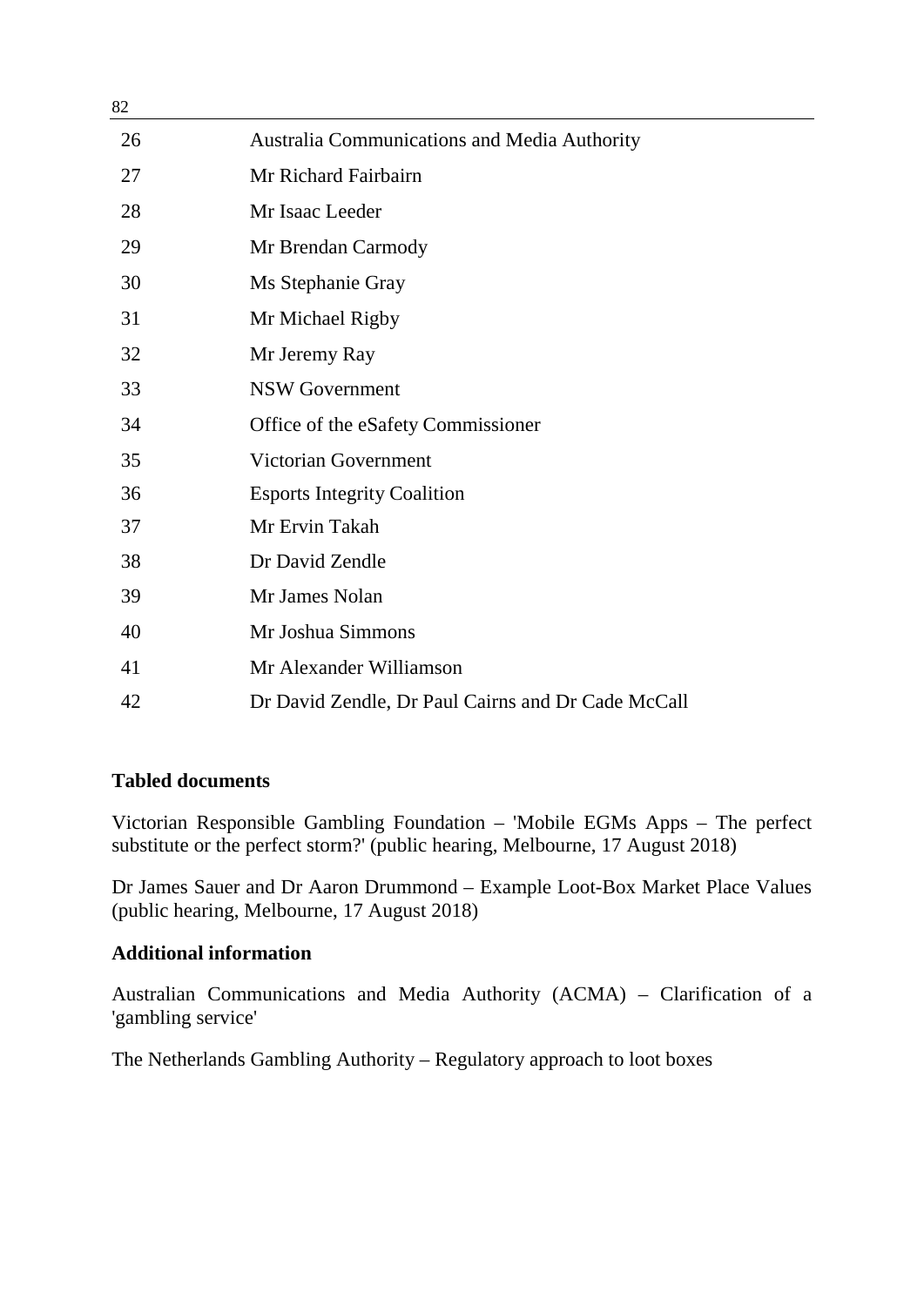| | |
|---|---|
| 26 | Australia Communications and Media Authority |
| 27 | Mr Richard Fairbairn |
| 28 | Mr Isaac Leeder |
| 29 | Mr Brendan Carmody |
| 30 | Ms Stephanie Gray |
| 31 | Mr Michael Rigby |
| 32 | Mr Jeremy Ray |
| 33 | NSW Government |
| 34 | Office of the eSafety Commissioner |
| 35 | Victorian Government |
| 36 | Esports Integrity Coalition |
| 37 | Mr Ervin Takah |
| 38 | Dr David Zendle |
| 39 | Mr James Nolan |
| 40 | Mr Joshua Simmons |
| 41 | Mr Alexander Williamson |
| 42 | Dr David Zendle, Dr Paul Cairns and Dr Cade McCall |

**Tabled documents**

Victorian Responsible Gambling Foundation – 'Mobile EGMs Apps – The perfect substitute or the perfect storm?' (public hearing, Melbourne, 17 August 2018)

Dr James Sauer and Dr Aaron Drummond – Example Loot-Box Market Place Values (public hearing, Melbourne, 17 August 2018)

**Additional information**

Australian Communications and Media Authority (ACMA) – Clarification of a 'gambling service'

The Netherlands Gambling Authority – Regulatory approach to loot boxes